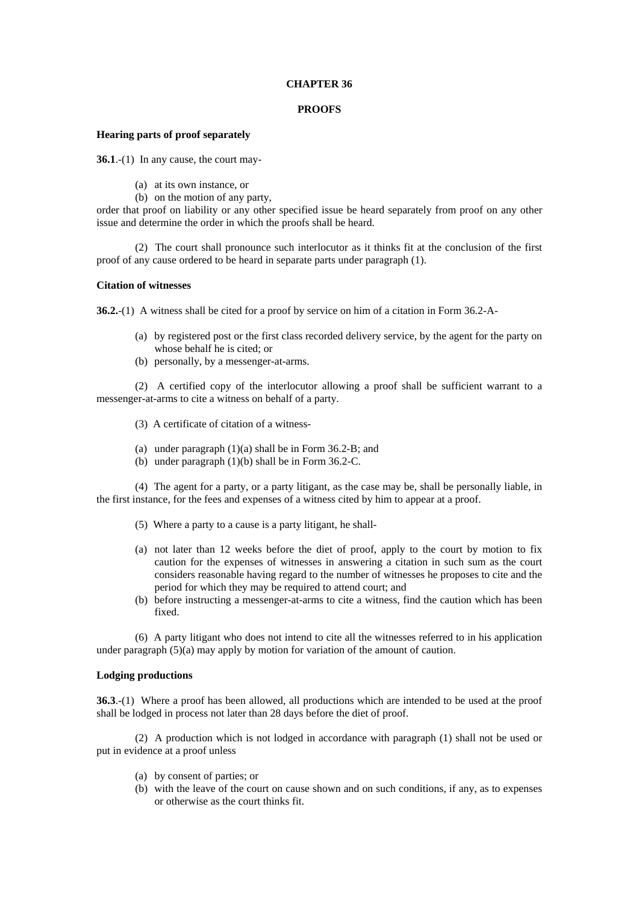# CHAPTER 36

## PROOFS

### Hearing parts of proof separately

**36.1**.-(1) In any cause, the court may-

(a) at its own instance, or
(b) on the motion of any party,

order that proof on liability or any other specified issue be heard separately from proof on any other issue and determine the order in which the proofs shall be heard.

(2) The court shall pronounce such interlocutor as it thinks fit at the conclusion of the first proof of any cause ordered to be heard in separate parts under paragraph (1).

### Citation of witnesses

**36.2.**-(1) A witness shall be cited for a proof by service on him of a citation in Form 36.2-A-

(a) by registered post or the first class recorded delivery service, by the agent for the party on whose behalf he is cited; or
(b) personally, by a messenger-at-arms.

(2) A certified copy of the interlocutor allowing a proof shall be sufficient warrant to a messenger-at-arms to cite a witness on behalf of a party.

(3) A certificate of citation of a witness-

(a) under paragraph (1)(a) shall be in Form 36.2-B; and
(b) under paragraph (1)(b) shall be in Form 36.2-C.

(4) The agent for a party, or a party litigant, as the case may be, shall be personally liable, in the first instance, for the fees and expenses of a witness cited by him to appear at a proof.

(5) Where a party to a cause is a party litigant, he shall-

(a) not later than 12 weeks before the diet of proof, apply to the court by motion to fix caution for the expenses of witnesses in answering a citation in such sum as the court considers reasonable having regard to the number of witnesses he proposes to cite and the period for which they may be required to attend court; and
(b) before instructing a messenger-at-arms to cite a witness, find the caution which has been fixed.

(6) A party litigant who does not intend to cite all the witnesses referred to in his application under paragraph (5)(a) may apply by motion for variation of the amount of caution.

### Lodging productions

**36.3**.-(1) Where a proof has been allowed, all productions which are intended to be used at the proof shall be lodged in process not later than 28 days before the diet of proof.

(2) A production which is not lodged in accordance with paragraph (1) shall not be used or put in evidence at a proof unless

(a) by consent of parties; or
(b) with the leave of the court on cause shown and on such conditions, if any, as to expenses or otherwise as the court thinks fit.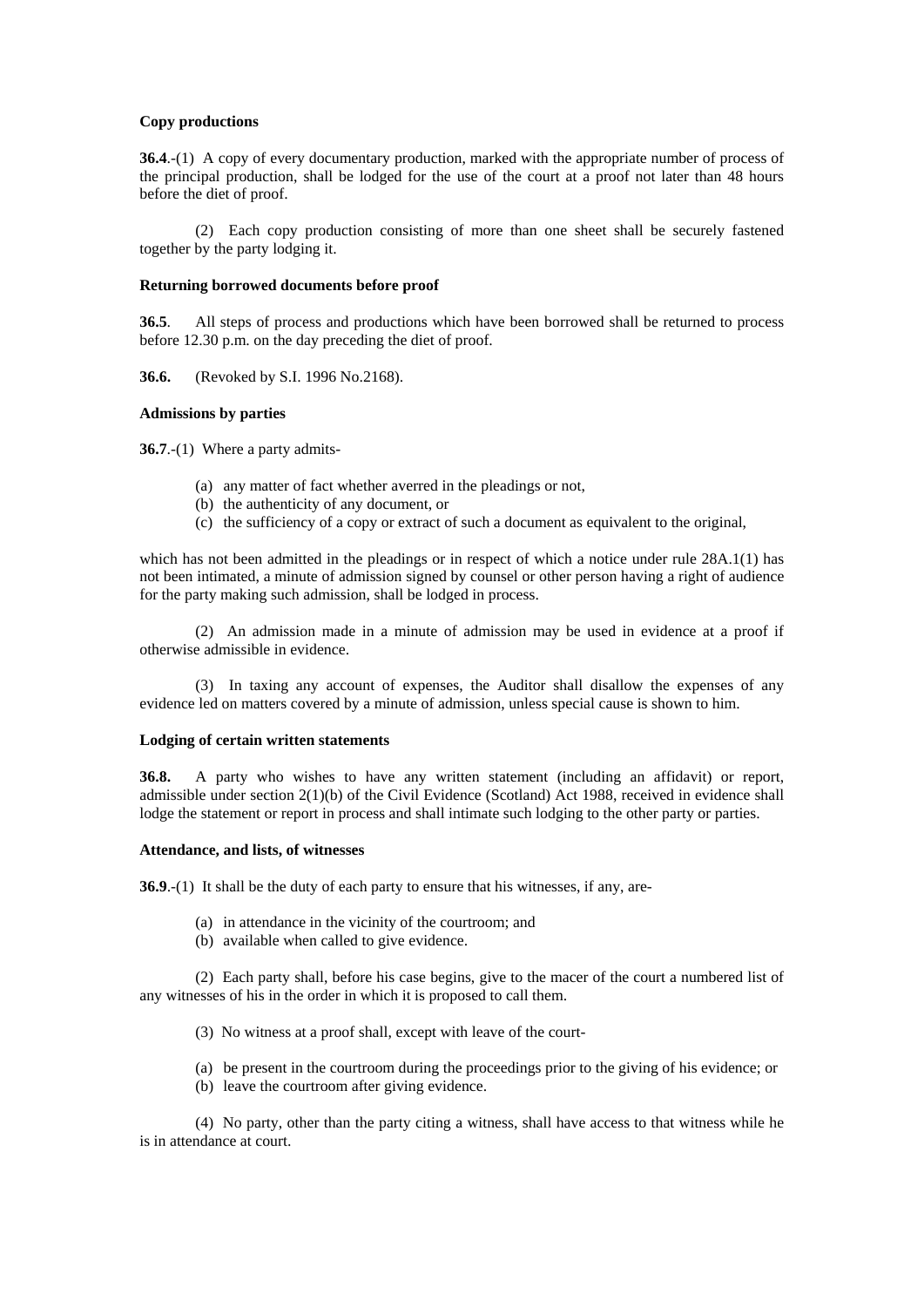**Copy productions**

**36.4**.-(1) A copy of every documentary production, marked with the appropriate number of process of the principal production, shall be lodged for the use of the court at a proof not later than 48 hours before the diet of proof.

(2) Each copy production consisting of more than one sheet shall be securely fastened together by the party lodging it.

**Returning borrowed documents before proof**

**36.5**. All steps of process and productions which have been borrowed shall be returned to process before 12.30 p.m. on the day preceding the diet of proof.

**36.6.** (Revoked by S.I. 1996 No.2168).

**Admissions by parties**

**36.7**.-(1) Where a party admits-

(a) any matter of fact whether averred in the pleadings or not,
(b) the authenticity of any document, or
(c) the sufficiency of a copy or extract of such a document as equivalent to the original,

which has not been admitted in the pleadings or in respect of which a notice under rule 28A.1(1) has not been intimated, a minute of admission signed by counsel or other person having a right of audience for the party making such admission, shall be lodged in process.

(2) An admission made in a minute of admission may be used in evidence at a proof if otherwise admissible in evidence.

(3) In taxing any account of expenses, the Auditor shall disallow the expenses of any evidence led on matters covered by a minute of admission, unless special cause is shown to him.

**Lodging of certain written statements**

**36.8.** A party who wishes to have any written statement (including an affidavit) or report, admissible under section 2(1)(b) of the Civil Evidence (Scotland) Act 1988, received in evidence shall lodge the statement or report in process and shall intimate such lodging to the other party or parties.

**Attendance, and lists, of witnesses**

**36.9**.-(1) It shall be the duty of each party to ensure that his witnesses, if any, are-

(a) in attendance in the vicinity of the courtroom; and
(b) available when called to give evidence.

(2) Each party shall, before his case begins, give to the macer of the court a numbered list of any witnesses of his in the order in which it is proposed to call them.

(3) No witness at a proof shall, except with leave of the court-

(a) be present in the courtroom during the proceedings prior to the giving of his evidence; or
(b) leave the courtroom after giving evidence.

(4) No party, other than the party citing a witness, shall have access to that witness while he is in attendance at court.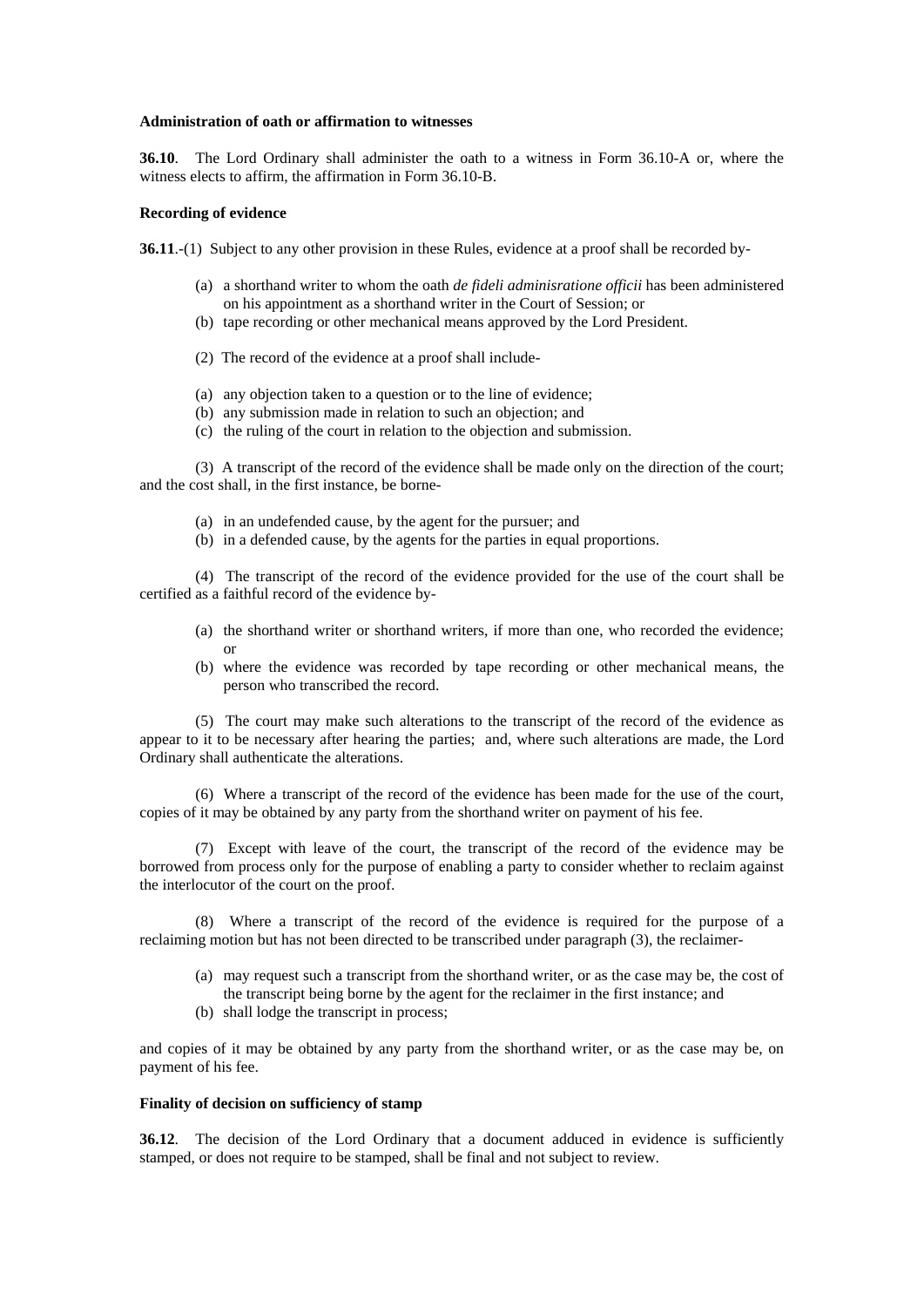**Administration of oath or affirmation to witnesses**

**36.10**. The Lord Ordinary shall administer the oath to a witness in Form 36.10-A or, where the witness elects to affirm, the affirmation in Form 36.10-B.

**Recording of evidence**

**36.11**.-(1) Subject to any other provision in these Rules, evidence at a proof shall be recorded by-

- (a) a shorthand writer to whom the oath *de fideli adminisratione officii* has been administered on his appointment as a shorthand writer in the Court of Session; or
- (b) tape recording or other mechanical means approved by the Lord President.

(2) The record of the evidence at a proof shall include-

- (a) any objection taken to a question or to the line of evidence;
- (b) any submission made in relation to such an objection; and
- (c) the ruling of the court in relation to the objection and submission.

(3) A transcript of the record of the evidence shall be made only on the direction of the court; and the cost shall, in the first instance, be borne-

- (a) in an undefended cause, by the agent for the pursuer; and
- (b) in a defended cause, by the agents for the parties in equal proportions.

(4) The transcript of the record of the evidence provided for the use of the court shall be certified as a faithful record of the evidence by-

- (a) the shorthand writer or shorthand writers, if more than one, who recorded the evidence; or
- (b) where the evidence was recorded by tape recording or other mechanical means, the person who transcribed the record.

(5) The court may make such alterations to the transcript of the record of the evidence as appear to it to be necessary after hearing the parties; and, where such alterations are made, the Lord Ordinary shall authenticate the alterations.

(6) Where a transcript of the record of the evidence has been made for the use of the court, copies of it may be obtained by any party from the shorthand writer on payment of his fee.

(7) Except with leave of the court, the transcript of the record of the evidence may be borrowed from process only for the purpose of enabling a party to consider whether to reclaim against the interlocutor of the court on the proof.

(8) Where a transcript of the record of the evidence is required for the purpose of a reclaiming motion but has not been directed to be transcribed under paragraph (3), the reclaimer-

- (a) may request such a transcript from the shorthand writer, or as the case may be, the cost of the transcript being borne by the agent for the reclaimer in the first instance; and
- (b) shall lodge the transcript in process;

and copies of it may be obtained by any party from the shorthand writer, or as the case may be, on payment of his fee.

**Finality of decision on sufficiency of stamp**

**36.12**. The decision of the Lord Ordinary that a document adduced in evidence is sufficiently stamped, or does not require to be stamped, shall be final and not subject to review.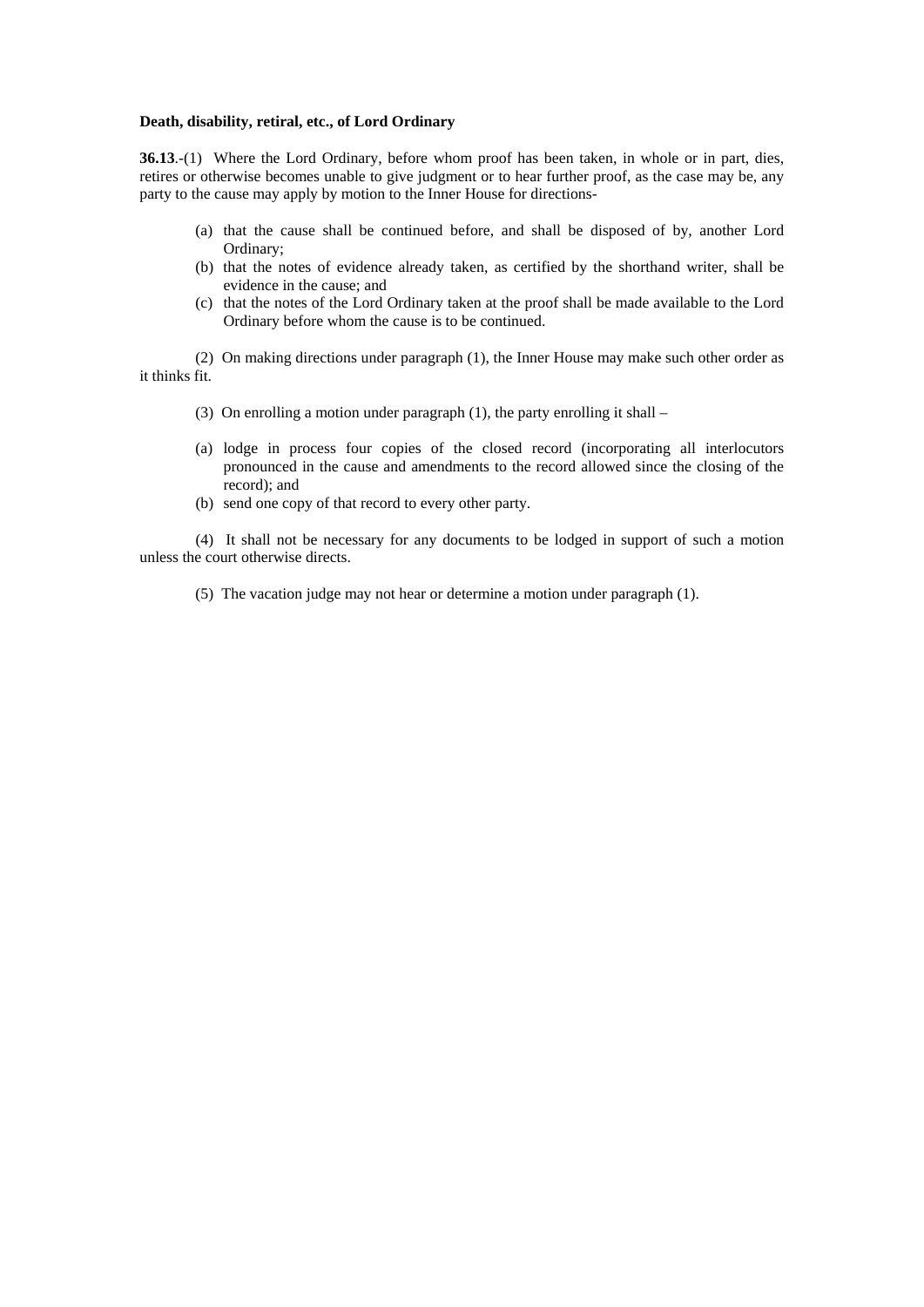**Death, disability, retiral, etc., of Lord Ordinary**

**36.13**.-(1) Where the Lord Ordinary, before whom proof has been taken, in whole or in part, dies, retires or otherwise becomes unable to give judgment or to hear further proof, as the case may be, any party to the cause may apply by motion to the Inner House for directions-

(a) that the cause shall be continued before, and shall be disposed of by, another Lord Ordinary;

(b) that the notes of evidence already taken, as certified by the shorthand writer, shall be evidence in the cause; and

(c) that the notes of the Lord Ordinary taken at the proof shall be made available to the Lord Ordinary before whom the cause is to be continued.

(2) On making directions under paragraph (1), the Inner House may make such other order as it thinks fit.

(3) On enrolling a motion under paragraph (1), the party enrolling it shall –

(a) lodge in process four copies of the closed record (incorporating all interlocutors pronounced in the cause and amendments to the record allowed since the closing of the record); and

(b) send one copy of that record to every other party.

(4) It shall not be necessary for any documents to be lodged in support of such a motion unless the court otherwise directs.

(5) The vacation judge may not hear or determine a motion under paragraph (1).